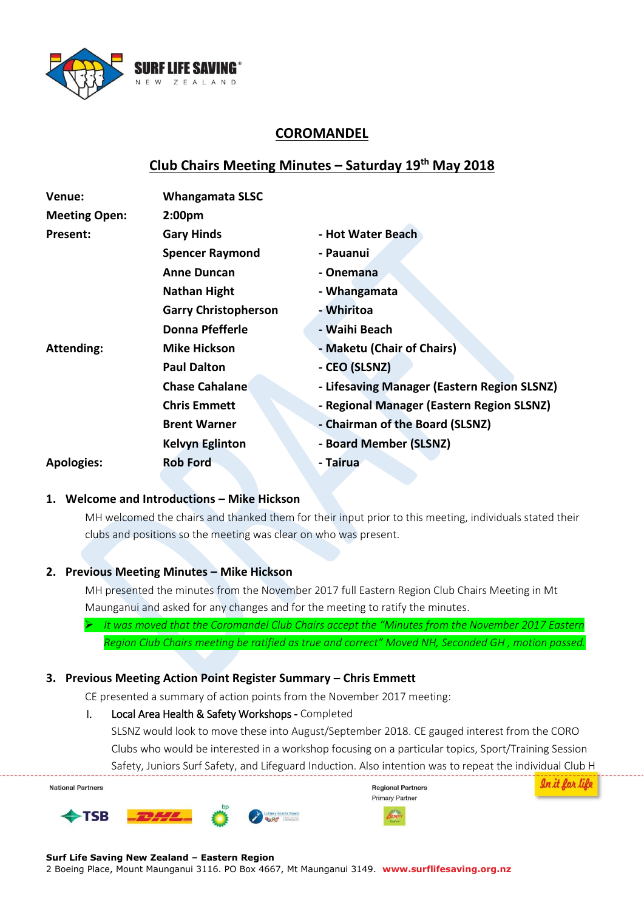# COROMANDEL

## Club Chairs Meeting Minutes – Saturday 19th May 2018

| | | |
|---|---|---|
| **Venue:** | **Whangamata SLSC** | |
| **Meeting Open:** | **2:00pm** | |
| **Present:** | **Gary Hinds** | **- Hot Water Beach** |
| | **Spencer Raymond** | **- Pauanui** |
| | **Anne Duncan** | **- Onemana** |
| | **Nathan Hight** | **- Whangamata** |
| | **Garry Christopherson** | **- Whiritoa** |
| | **Donna Pfefferle** | **- Waihi Beach** |
| **Attending:** | **Mike Hickson** | **- Maketu (Chair of Chairs)** |
| | **Paul Dalton** | **- CEO (SLSNZ)** |
| | **Chase Cahalane** | **- Lifesaving Manager (Eastern Region SLSNZ)** |
| | **Chris Emmett** | **- Regional Manager (Eastern Region SLSNZ)** |
| | **Brent Warner** | **- Chairman of the Board (SLSNZ)** |
| | **Kelvyn Eglinton** | **- Board Member (SLSNZ)** |
| **Apologies:** | **Rob Ford** | **- Tairua** |

### 1. Welcome and Introductions – Mike Hickson

MH welcomed the chairs and thanked them for their input prior to this meeting, individuals stated their clubs and positions so the meeting was clear on who was present.

### 2. Previous Meeting Minutes – Mike Hickson

MH presented the minutes from the November 2017 full Eastern Region Club Chairs Meeting in Mt Maunganui and asked for any changes and for the meeting to ratify the minutes.

- *It was moved that the Coromandel Club Chairs accept the "Minutes from the November 2017 Eastern Region Club Chairs meeting be ratified as true and correct" Moved NH, Seconded GH , motion passed.*

### 3. Previous Meeting Action Point Register Summary – Chris Emmett

CE presented a summary of action points from the November 2017 meeting:

I. Local Area Health & Safety Workshops - Completed
SLSNZ would look to move these into August/September 2018. CE gauged interest from the CORO Clubs who would be interested in a workshop focusing on a particular topics, Sport/Training Session Safety, Juniors Surf Safety, and Lifeguard Induction. Also intention was to repeat the individual Club H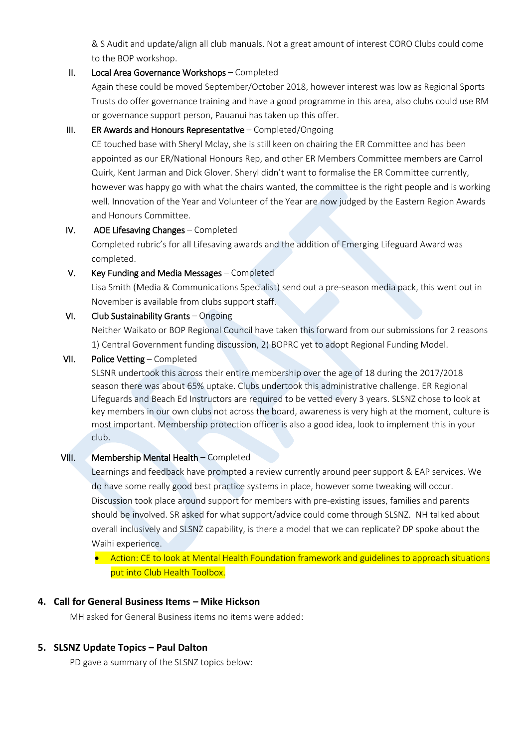& S Audit and update/align all club manuals. Not a great amount of interest CORO Clubs could come to the BOP workshop.

II. Local Area Governance Workshops – Completed

Again these could be moved September/October 2018, however interest was low as Regional Sports Trusts do offer governance training and have a good programme in this area, also clubs could use RM or governance support person, Pauanui has taken up this offer.

III. ER Awards and Honours Representative – Completed/Ongoing

CE touched base with Sheryl Mclay, she is still keen on chairing the ER Committee and has been appointed as our ER/National Honours Rep, and other ER Members Committee members are Carrol Quirk, Kent Jarman and Dick Glover. Sheryl didn't want to formalise the ER Committee currently, however was happy go with what the chairs wanted, the committee is the right people and is working well. Innovation of the Year and Volunteer of the Year are now judged by the Eastern Region Awards and Honours Committee.

IV. AOE Lifesaving Changes – Completed

Completed rubric's for all Lifesaving awards and the addition of Emerging Lifeguard Award was completed.

V. Key Funding and Media Messages – Completed

Lisa Smith (Media & Communications Specialist) send out a pre-season media pack, this went out in November is available from clubs support staff.

VI. Club Sustainability Grants – Ongoing

Neither Waikato or BOP Regional Council have taken this forward from our submissions for 2 reasons 1) Central Government funding discussion, 2) BOPRC yet to adopt Regional Funding Model.

VII. Police Vetting – Completed

SLSNR undertook this across their entire membership over the age of 18 during the 2017/2018 season there was about 65% uptake. Clubs undertook this administrative challenge. ER Regional Lifeguards and Beach Ed Instructors are required to be vetted every 3 years. SLSNZ chose to look at key members in our own clubs not across the board, awareness is very high at the moment, culture is most important. Membership protection officer is also a good idea, look to implement this in your club.

VIII. Membership Mental Health – Completed

Learnings and feedback have prompted a review currently around peer support & EAP services. We do have some really good best practice systems in place, however some tweaking will occur. Discussion took place around support for members with pre-existing issues, families and parents should be involved. SR asked for what support/advice could come through SLSNZ. NH talked about overall inclusively and SLSNZ capability, is there a model that we can replicate? DP spoke about the Waihi experience.

- Action: CE to look at Mental Health Foundation framework and guidelines to approach situations put into Club Health Toolbox.

## 4. Call for General Business Items – Mike Hickson

MH asked for General Business items no items were added:

## 5. SLSNZ Update Topics – Paul Dalton

PD gave a summary of the SLSNZ topics below: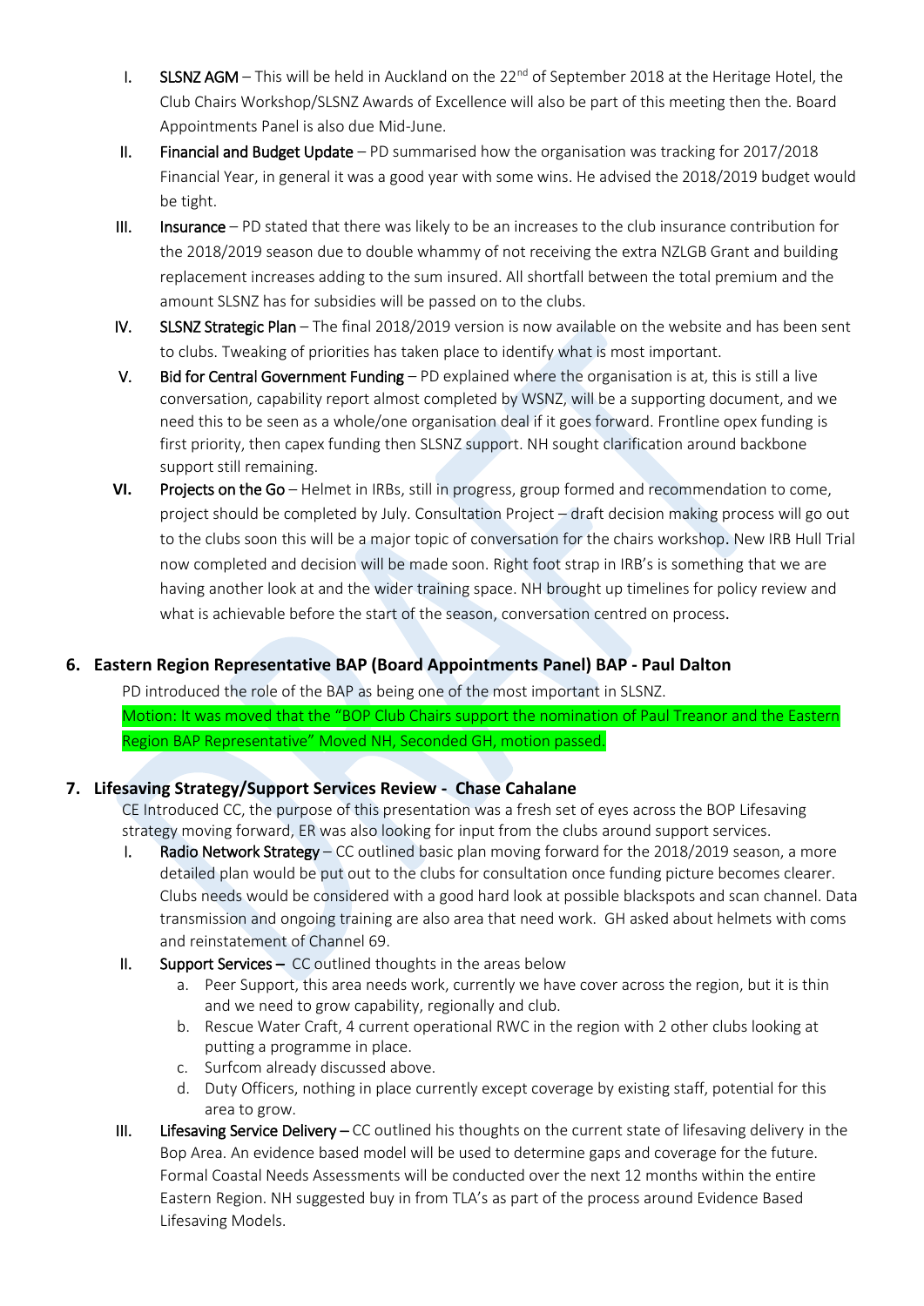I. **SLSNZ AGM** – This will be held in Auckland on the 22nd of September 2018 at the Heritage Hotel, the Club Chairs Workshop/SLSNZ Awards of Excellence will also be part of this meeting then the. Board Appointments Panel is also due Mid-June.

II. **Financial and Budget Update** – PD summarised how the organisation was tracking for 2017/2018 Financial Year, in general it was a good year with some wins. He advised the 2018/2019 budget would be tight.

III. **Insurance** – PD stated that there was likely to be an increases to the club insurance contribution for the 2018/2019 season due to double whammy of not receiving the extra NZLGB Grant and building replacement increases adding to the sum insured. All shortfall between the total premium and the amount SLSNZ has for subsidies will be passed on to the clubs.

IV. **SLSNZ Strategic Plan** – The final 2018/2019 version is now available on the website and has been sent to clubs. Tweaking of priorities has taken place to identify what is most important.

V. **Bid for Central Government Funding** – PD explained where the organisation is at, this is still a live conversation, capability report almost completed by WSNZ, will be a supporting document, and we need this to be seen as a whole/one organisation deal if it goes forward. Frontline opex funding is first priority, then capex funding then SLSNZ support. NH sought clarification around backbone support still remaining.

VI. **Projects on the Go** – Helmet in IRBs, still in progress, group formed and recommendation to come, project should be completed by July. Consultation Project – draft decision making process will go out to the clubs soon this will be a major topic of conversation for the chairs workshop. New IRB Hull Trial now completed and decision will be made soon. Right foot strap in IRB's is something that we are having another look at and the wider training space. NH brought up timelines for policy review and what is achievable before the start of the season, conversation centred on process.

## 6. Eastern Region Representative BAP (Board Appointments Panel) BAP - Paul Dalton

PD introduced the role of the BAP as being one of the most important in SLSNZ.

Motion: It was moved that the "BOP Club Chairs support the nomination of Paul Treanor and the Eastern Region BAP Representative" Moved NH, Seconded GH, motion passed.

## 7. Lifesaving Strategy/Support Services Review - Chase Cahalane

CE Introduced CC, the purpose of this presentation was a fresh set of eyes across the BOP Lifesaving strategy moving forward, ER was also looking for input from the clubs around support services.

I. **Radio Network Strategy** – CC outlined basic plan moving forward for the 2018/2019 season, a more detailed plan would be put out to the clubs for consultation once funding picture becomes clearer. Clubs needs would be considered with a good hard look at possible blackspots and scan channel. Data transmission and ongoing training are also area that need work. GH asked about helmets with coms and reinstatement of Channel 69.

II. **Support Services** – CC outlined thoughts in the areas below

  a. Peer Support, this area needs work, currently we have cover across the region, but it is thin and we need to grow capability, regionally and club.
  b. Rescue Water Craft, 4 current operational RWC in the region with 2 other clubs looking at putting a programme in place.
  c. Surfcom already discussed above.
  d. Duty Officers, nothing in place currently except coverage by existing staff, potential for this area to grow.

III. **Lifesaving Service Delivery** – CC outlined his thoughts on the current state of lifesaving delivery in the Bop Area. An evidence based model will be used to determine gaps and coverage for the future. Formal Coastal Needs Assessments will be conducted over the next 12 months within the entire Eastern Region. NH suggested buy in from TLA's as part of the process around Evidence Based Lifesaving Models.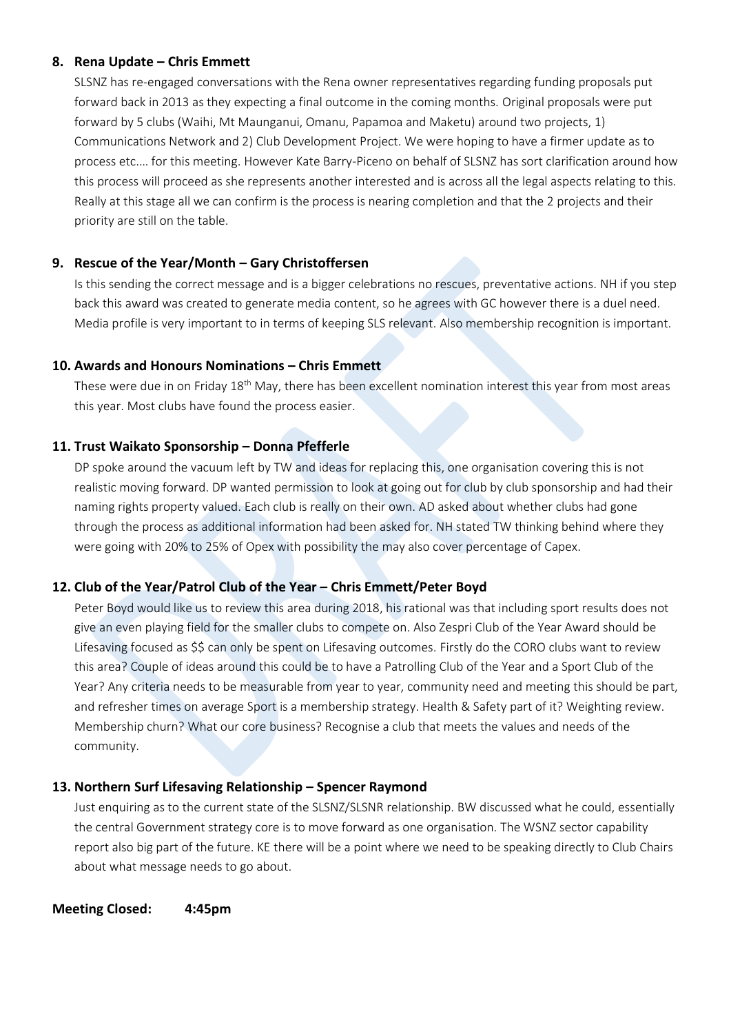**8. Rena Update – Chris Emmett**

SLSNZ has re-engaged conversations with the Rena owner representatives regarding funding proposals put forward back in 2013 as they expecting a final outcome in the coming months. Original proposals were put forward by 5 clubs (Waihi, Mt Maunganui, Omanu, Papamoa and Maketu) around two projects, 1) Communications Network and 2) Club Development Project. We were hoping to have a firmer update as to process etc…. for this meeting. However Kate Barry-Piceno on behalf of SLSNZ has sort clarification around how this process will proceed as she represents another interested and is across all the legal aspects relating to this. Really at this stage all we can confirm is the process is nearing completion and that the 2 projects and their priority are still on the table.

**9. Rescue of the Year/Month – Gary Christoffersen**

Is this sending the correct message and is a bigger celebrations no rescues, preventative actions. NH if you step back this award was created to generate media content, so he agrees with GC however there is a duel need. Media profile is very important to in terms of keeping SLS relevant. Also membership recognition is important.

**10. Awards and Honours Nominations – Chris Emmett**

These were due in on Friday 18th May, there has been excellent nomination interest this year from most areas this year. Most clubs have found the process easier.

**11. Trust Waikato Sponsorship – Donna Pfefferle**

DP spoke around the vacuum left by TW and ideas for replacing this, one organisation covering this is not realistic moving forward. DP wanted permission to look at going out for club by club sponsorship and had their naming rights property valued. Each club is really on their own. AD asked about whether clubs had gone through the process as additional information had been asked for. NH stated TW thinking behind where they were going with 20% to 25% of Opex with possibility the may also cover percentage of Capex.

**12. Club of the Year/Patrol Club of the Year – Chris Emmett/Peter Boyd**

Peter Boyd would like us to review this area during 2018, his rational was that including sport results does not give an even playing field for the smaller clubs to compete on. Also Zespri Club of the Year Award should be Lifesaving focused as $$ can only be spent on Lifesaving outcomes. Firstly do the CORO clubs want to review this area? Couple of ideas around this could be to have a Patrolling Club of the Year and a Sport Club of the Year? Any criteria needs to be measurable from year to year, community need and meeting this should be part, and refresher times on average Sport is a membership strategy. Health & Safety part of it? Weighting review. Membership churn? What our core business? Recognise a club that meets the values and needs of the community.

**13. Northern Surf Lifesaving Relationship – Spencer Raymond**

Just enquiring as to the current state of the SLSNZ/SLSNR relationship. BW discussed what he could, essentially the central Government strategy core is to move forward as one organisation. The WSNZ sector capability report also big part of the future. KE there will be a point where we need to be speaking directly to Club Chairs about what message needs to go about.

**Meeting Closed: 4:45pm**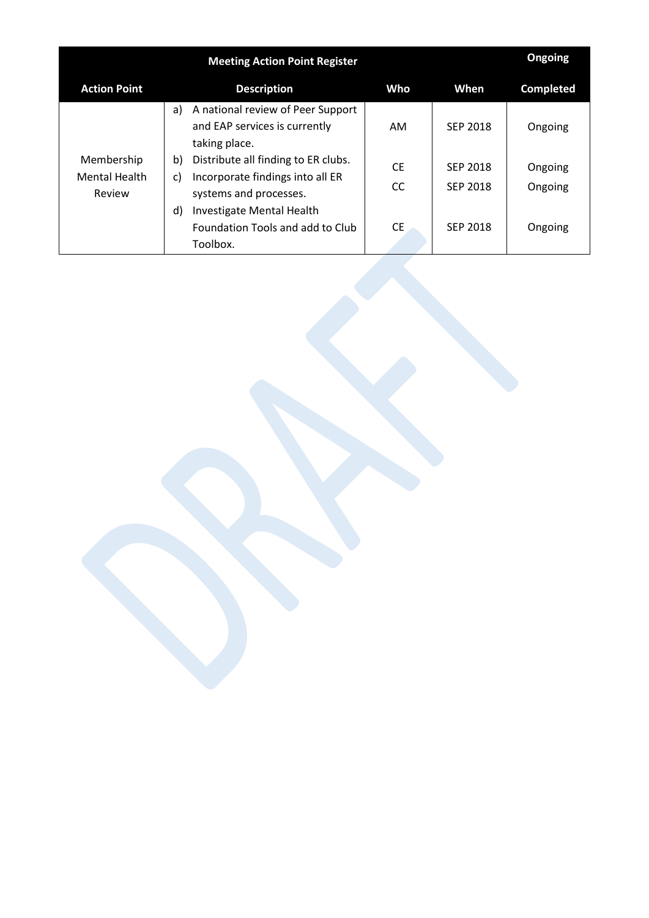| Meeting Action Point Register | | | | Ongoing |
|---|---|---|---|---|
| **Action Point** | **Description** | **Who** | **When** | **Completed** |
| Membership Mental Health Review | a) A national review of Peer Support and EAP services is currently taking place. | AM | SEP 2018 | Ongoing |
| | b) Distribute all finding to ER clubs. | CE | SEP 2018 | Ongoing |
| | c) Incorporate findings into all ER systems and processes. | CC | SEP 2018 | Ongoing |
| | d) Investigate Mental Health Foundation Tools and add to Club Toolbox. | CE | SEP 2018 | Ongoing |